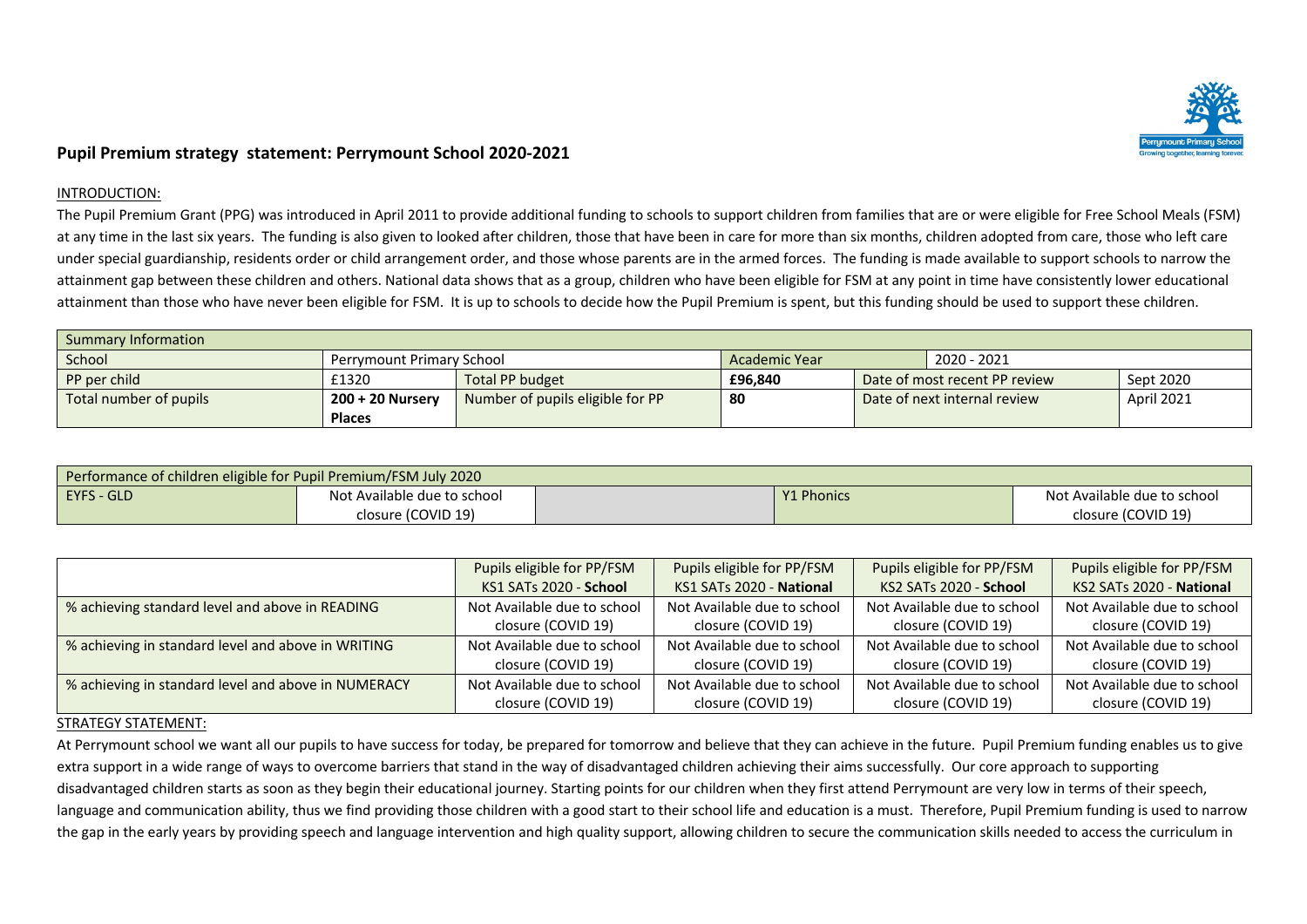## Pupil Premium strategy statement: Perrymount School 2020-2021

INTRODUCTION:

The Pupil Premium Grant (PPG) was introduced in April 2011 to provide additional funding to schools to support children from families that are or were eligible for Free School Meals (FSM) at any time in the last six years. The funding is also given to looked after children, those that have been in care for more than six months, children adopted from care, those who left care under special guardianship, residents order or child arrangement order, and those whose parents are in the armed forces. The funding is made available to support schools to narrow the attainment gap between these children and others. National data shows that as a group, children who have been eligible for FSM at any point in time have consistently lower educational attainment than those who have never been eligible for FSM. It is up to schools to decide how the Pupil Premium is spent, but this funding should be used to support these children.

| Summary Information | | | | | |
|---|---|---|---|---|---|
| School | Perrymount Primary School | | Academic Year | 2020 - 2021 | |
| PP per child | £1320 | Total PP budget | **£96,840** | Date of most recent PP review | Sept 2020 |
| Total number of pupils | **200 + 20 Nursery Places** | Number of pupils eligible for PP | **80** | Date of next internal review | April 2021 |

| Performance of children eligible for Pupil Premium/FSM July 2020 | | | | |
|---|---|---|---|---|
| EYFS - GLD | Not Available due to school closure (COVID 19) | | Y1 Phonics | Not Available due to school closure (COVID 19) |

| | Pupils eligible for PP/FSM KS1 SATs 2020 - **School** | Pupils eligible for PP/FSM KS1 SATs 2020 - **National** | Pupils eligible for PP/FSM KS2 SATs 2020 - **School** | Pupils eligible for PP/FSM KS2 SATs 2020 - **National** |
|---|---|---|---|---|
| % achieving standard level and above in READING | Not Available due to school closure (COVID 19) | Not Available due to school closure (COVID 19) | Not Available due to school closure (COVID 19) | Not Available due to school closure (COVID 19) |
| % achieving in standard level and above in WRITING | Not Available due to school closure (COVID 19) | Not Available due to school closure (COVID 19) | Not Available due to school closure (COVID 19) | Not Available due to school closure (COVID 19) |
| % achieving in standard level and above in NUMERACY | Not Available due to school closure (COVID 19) | Not Available due to school closure (COVID 19) | Not Available due to school closure (COVID 19) | Not Available due to school closure (COVID 19) |

STRATEGY STATEMENT:

At Perrymount school we want all our pupils to have success for today, be prepared for tomorrow and believe that they can achieve in the future. Pupil Premium funding enables us to give extra support in a wide range of ways to overcome barriers that stand in the way of disadvantaged children achieving their aims successfully. Our core approach to supporting disadvantaged children starts as soon as they begin their educational journey. Starting points for our children when they first attend Perrymount are very low in terms of their speech, language and communication ability, thus we find providing those children with a good start to their school life and education is a must. Therefore, Pupil Premium funding is used to narrow the gap in the early years by providing speech and language intervention and high quality support, allowing children to secure the communication skills needed to access the curriculum in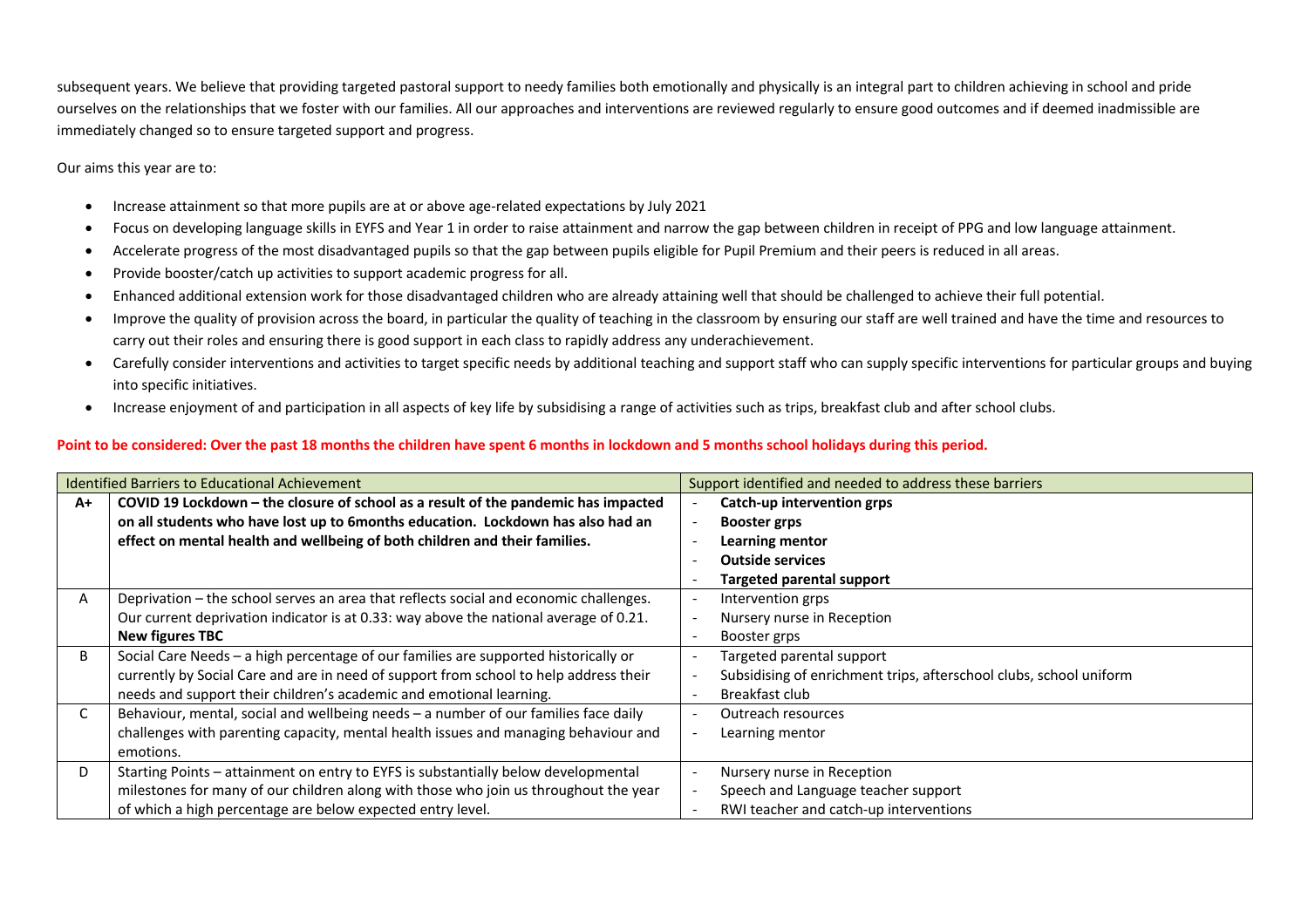subsequent years. We believe that providing targeted pastoral support to needy families both emotionally and physically is an integral part to children achieving in school and pride ourselves on the relationships that we foster with our families. All our approaches and interventions are reviewed regularly to ensure good outcomes and if deemed inadmissible are immediately changed so to ensure targeted support and progress.

Our aims this year are to:

- Increase attainment so that more pupils are at or above age-related expectations by July 2021
- Focus on developing language skills in EYFS and Year 1 in order to raise attainment and narrow the gap between children in receipt of PPG and low language attainment.
- Accelerate progress of the most disadvantaged pupils so that the gap between pupils eligible for Pupil Premium and their peers is reduced in all areas.
- Provide booster/catch up activities to support academic progress for all.
- Enhanced additional extension work for those disadvantaged children who are already attaining well that should be challenged to achieve their full potential.
- Improve the quality of provision across the board, in particular the quality of teaching in the classroom by ensuring our staff are well trained and have the time and resources to carry out their roles and ensuring there is good support in each class to rapidly address any underachievement.
- Carefully consider interventions and activities to target specific needs by additional teaching and support staff who can supply specific interventions for particular groups and buying into specific initiatives.
- Increase enjoyment of and participation in all aspects of key life by subsidising a range of activities such as trips, breakfast club and after school clubs.

**Point to be considered: Over the past 18 months the children have spent 6 months in lockdown and 5 months school holidays during this period.**

| Identified Barriers to Educational Achievement | | Support identified and needed to address these barriers |
|---|---|---|
| **A+** | **COVID 19 Lockdown – the closure of school as a result of the pandemic has impacted on all students who have lost up to 6months education. Lockdown has also had an effect on mental health and wellbeing of both children and their families.** | - **Catch-up intervention grps**<br>- **Booster grps**<br>- **Learning mentor**<br>- **Outside services**<br>- **Targeted parental support** |
| A | Deprivation – the school serves an area that reflects social and economic challenges. Our current deprivation indicator is at 0.33: way above the national average of 0.21. **New figures TBC** | - Intervention grps<br>- Nursery nurse in Reception<br>- Booster grps |
| B | Social Care Needs – a high percentage of our families are supported historically or currently by Social Care and are in need of support from school to help address their needs and support their children's academic and emotional learning. | - Targeted parental support<br>- Subsidising of enrichment trips, afterschool clubs, school uniform<br>- Breakfast club |
| C | Behaviour, mental, social and wellbeing needs – a number of our families face daily challenges with parenting capacity, mental health issues and managing behaviour and emotions. | - Outreach resources<br>- Learning mentor |
| D | Starting Points – attainment on entry to EYFS is substantially below developmental milestones for many of our children along with those who join us throughout the year of which a high percentage are below expected entry level. | - Nursery nurse in Reception<br>- Speech and Language teacher support<br>- RWI teacher and catch-up interventions |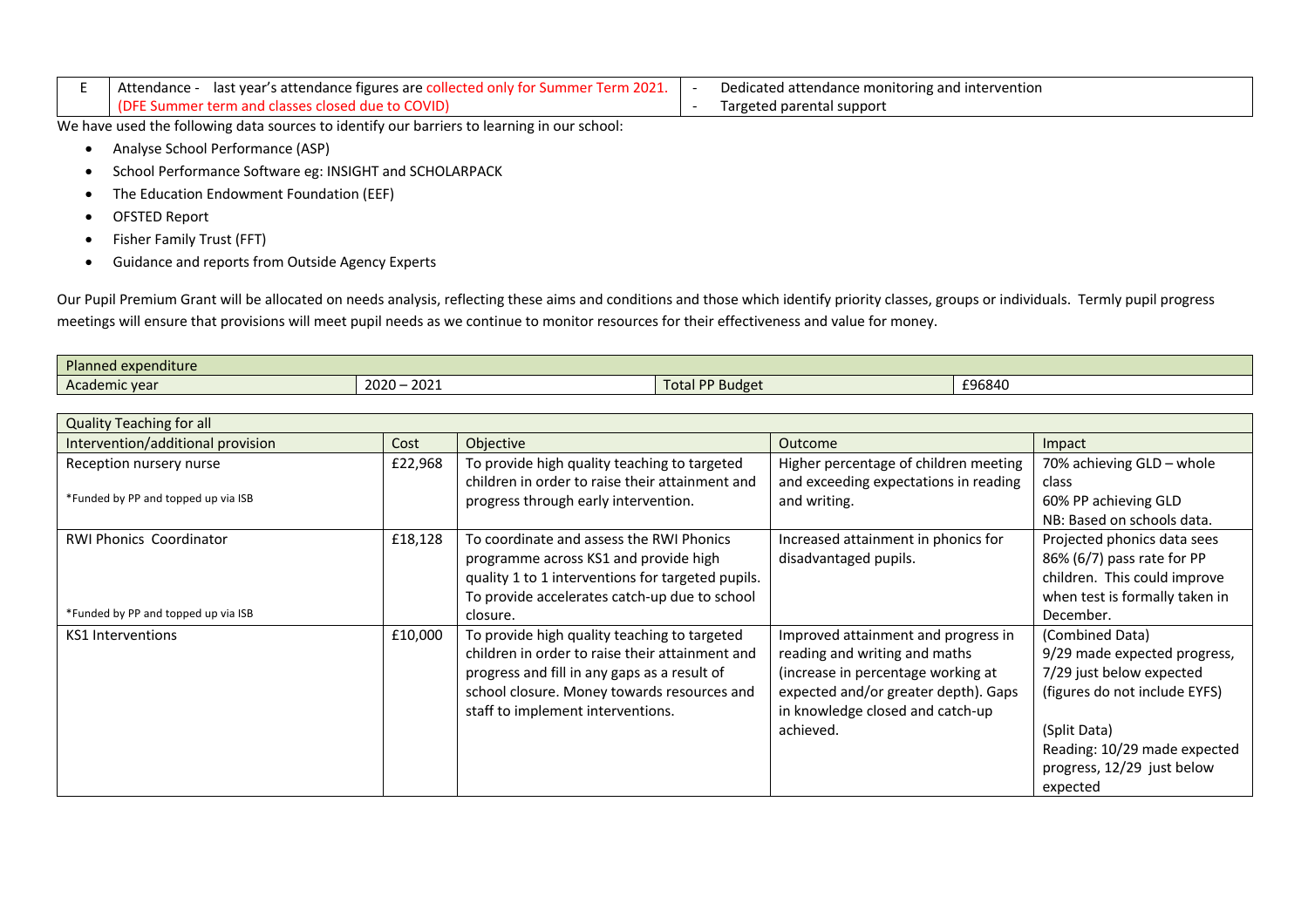| E | Attendance - last year's attendance figures are collected only for Summer Term 2021. (DFE Summer term and classes closed due to COVID) | - Dedicated attendance monitoring and intervention<br>- Targeted parental support |
|---|---|---|

We have used the following data sources to identify our barriers to learning in our school:

- Analyse School Performance (ASP)
- School Performance Software eg: INSIGHT and SCHOLARPACK
- The Education Endowment Foundation (EEF)
- OFSTED Report
- Fisher Family Trust (FFT)
- Guidance and reports from Outside Agency Experts

Our Pupil Premium Grant will be allocated on needs analysis, reflecting these aims and conditions and those which identify priority classes, groups or individuals. Termly pupil progress meetings will ensure that provisions will meet pupil needs as we continue to monitor resources for their effectiveness and value for money.

| Planned expenditure | | | |
|---|---|---|---|
| Academic year | 2020 – 2021 | Total PP Budget | £96840 |

| Quality Teaching for all | | | | |
|---|---|---|---|---|
| Intervention/additional provision | Cost | Objective | Outcome | Impact |
| Reception nursery nurse<br><br>*Funded by PP and topped up via ISB | £22,968 | To provide high quality teaching to targeted children in order to raise their attainment and progress through early intervention. | Higher percentage of children meeting and exceeding expectations in reading and writing. | 70% achieving GLD – whole class<br>60% PP achieving GLD<br>NB: Based on schools data. |
| RWI Phonics Coordinator<br><br>*Funded by PP and topped up via ISB | £18,128 | To coordinate and assess the RWI Phonics programme across KS1 and provide high quality 1 to 1 interventions for targeted pupils. To provide accelerates catch-up due to school closure. | Increased attainment in phonics for disadvantaged pupils. | Projected phonics data sees 86% (6/7) pass rate for PP children. This could improve when test is formally taken in December. |
| KS1 Interventions | £10,000 | To provide high quality teaching to targeted children in order to raise their attainment and progress and fill in any gaps as a result of school closure. Money towards resources and staff to implement interventions. | Improved attainment and progress in reading and writing and maths (increase in percentage working at expected and/or greater depth). Gaps in knowledge closed and catch-up achieved. | (Combined Data)<br>9/29 made expected progress, 7/29 just below expected (figures do not include EYFS)<br><br>(Split Data)<br>Reading: 10/29 made expected progress, 12/29 just below expected |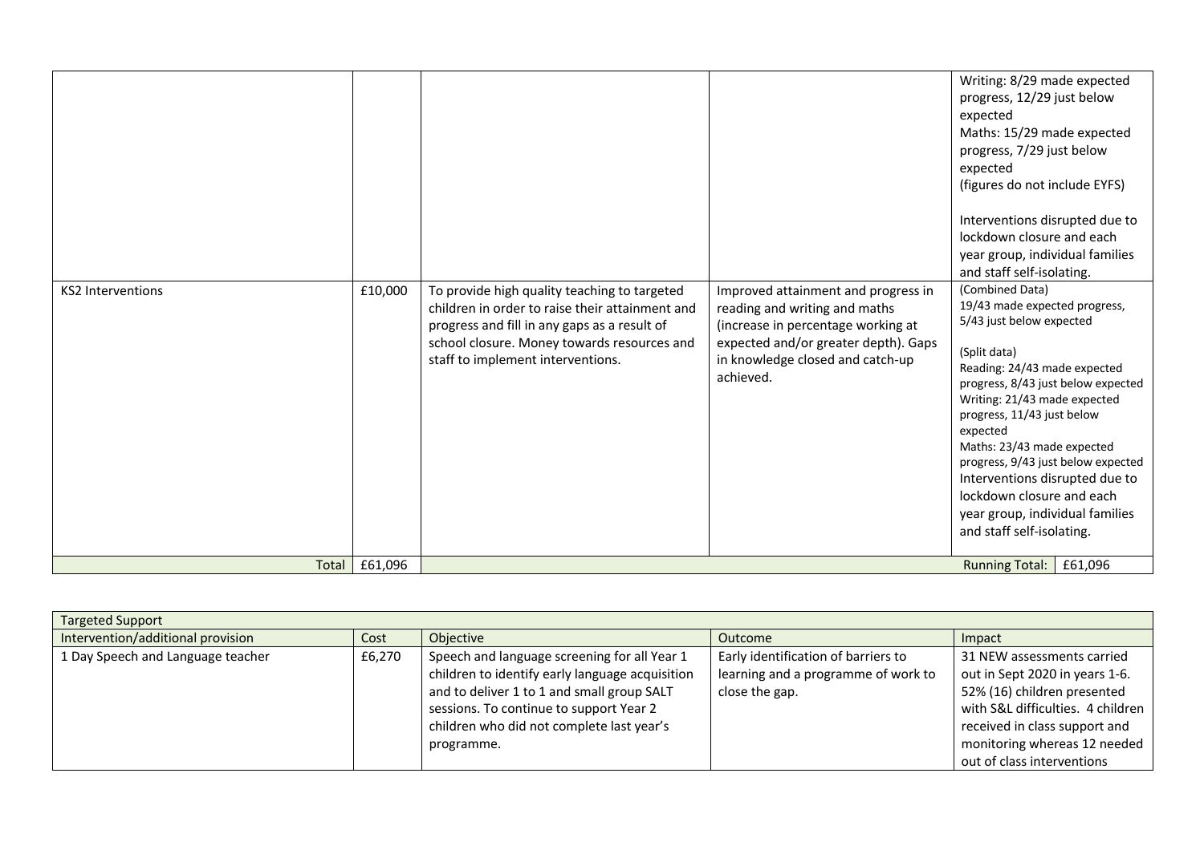| | | | | |
|---|---|---|---|---|
| | | | | Writing: 8/29 made expected progress, 12/29 just below expected<br>Maths: 15/29 made expected progress, 7/29 just below expected<br>(figures do not include EYFS)<br><br>Interventions disrupted due to lockdown closure and each year group, individual families and staff self-isolating. |
| KS2 Interventions | £10,000 | To provide high quality teaching to targeted children in order to raise their attainment and progress and fill in any gaps as a result of school closure. Money towards resources and staff to implement interventions. | Improved attainment and progress in reading and writing and maths (increase in percentage working at expected and/or greater depth). Gaps in knowledge closed and catch-up achieved. | (Combined Data)<br>19/43 made expected progress, 5/43 just below expected<br><br>(Split data)<br>Reading: 24/43 made expected progress, 8/43 just below expected<br>Writing: 21/43 made expected progress, 11/43 just below expected<br>Maths: 23/43 made expected progress, 9/43 just below expected<br>Interventions disrupted due to lockdown closure and each year group, individual families and staff self-isolating. |
| Total | £61,096 | | | Running Total: £61,096 |

| Targeted Support | | | | |
|---|---|---|---|---|
| Intervention/additional provision | Cost | Objective | Outcome | Impact |
| 1 Day Speech and Language teacher | £6,270 | Speech and language screening for all Year 1 children to identify early language acquisition and to deliver 1 to 1 and small group SALT sessions. To continue to support Year 2 children who did not complete last year's programme. | Early identification of barriers to learning and a programme of work to close the gap. | 31 NEW assessments carried out in Sept 2020 in years 1-6. 52% (16) children presented with S&L difficulties. 4 children received in class support and monitoring whereas 12 needed out of class interventions |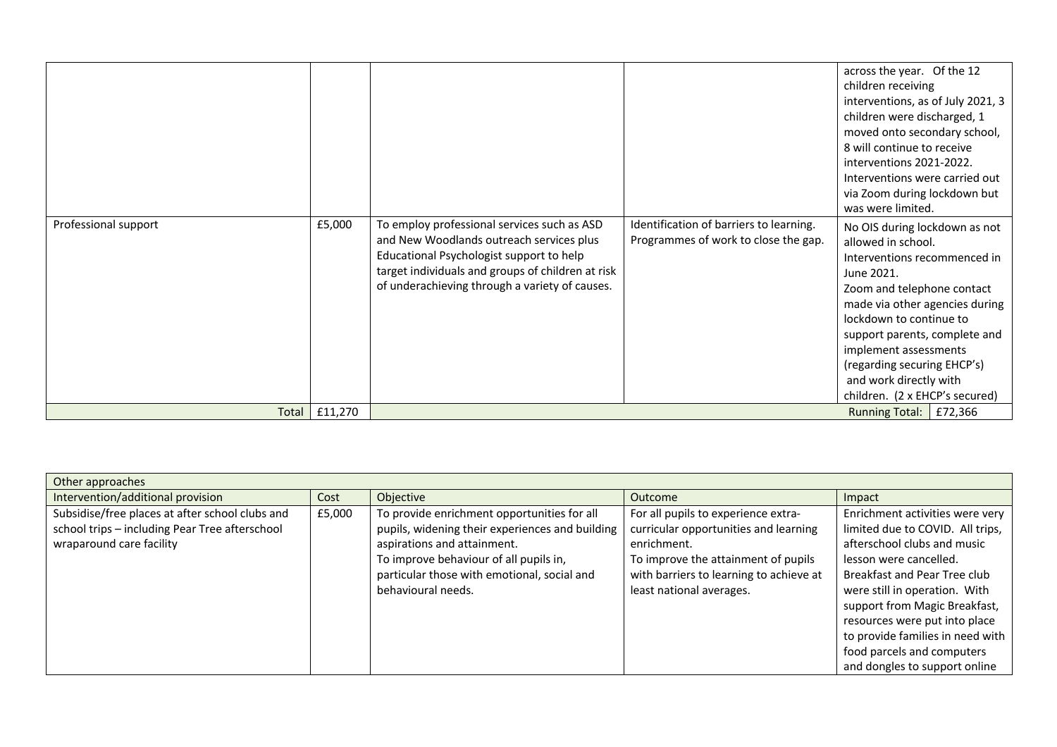| | | | | |
|---|---|---|---|---|
| | | | | across the year. Of the 12 children receiving interventions, as of July 2021, 3 children were discharged, 1 moved onto secondary school, 8 will continue to receive interventions 2021-2022. Interventions were carried out via Zoom during lockdown but was were limited. |
| Professional support | £5,000 | To employ professional services such as ASD and New Woodlands outreach services plus Educational Psychologist support to help target individuals and groups of children at risk of underachieving through a variety of causes. | Identification of barriers to learning. Programmes of work to close the gap. | No OIS during lockdown as not allowed in school. Interventions recommenced in June 2021. Zoom and telephone contact made via other agencies during lockdown to continue to support parents, complete and implement assessments (regarding securing EHCP's) and work directly with children. (2 x EHCP's secured) |
| Total | £11,270 | | | Running Total: £72,366 |

| Other approaches | | | | |
|---|---|---|---|---|
| Intervention/additional provision | Cost | Objective | Outcome | Impact |
| Subsidise/free places at after school clubs and school trips – including Pear Tree afterschool wraparound care facility | £5,000 | To provide enrichment opportunities for all pupils, widening their experiences and building aspirations and attainment. To improve behaviour of all pupils in, particular those with emotional, social and behavioural needs. | For all pupils to experience extra-curricular opportunities and learning enrichment. To improve the attainment of pupils with barriers to learning to achieve at least national averages. | Enrichment activities were very limited due to COVID. All trips, afterschool clubs and music lesson were cancelled. Breakfast and Pear Tree club were still in operation. With support from Magic Breakfast, resources were put into place to provide families in need with food parcels and computers and dongles to support online |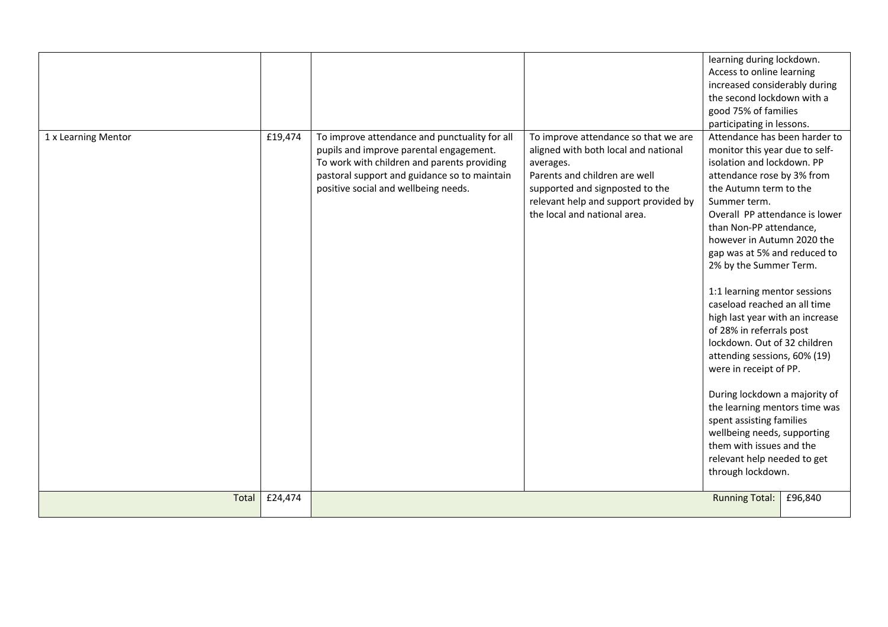| | | | | |
|---|---|---|---|---|
| | | | | learning during lockdown. Access to online learning increased considerably during the second lockdown with a good 75% of families participating in lessons. |
| 1 x Learning Mentor | £19,474 | To improve attendance and punctuality for all pupils and improve parental engagement. To work with children and parents providing pastoral support and guidance so to maintain positive social and wellbeing needs. | To improve attendance so that we are aligned with both local and national averages. Parents and children are well supported and signposted to the relevant help and support provided by the local and national area. | Attendance has been harder to monitor this year due to self-isolation and lockdown. PP attendance rose by 3% from the Autumn term to the Summer term. Overall PP attendance is lower than Non-PP attendance, however in Autumn 2020 the gap was at 5% and reduced to 2% by the Summer Term.<br><br>1:1 learning mentor sessions caseload reached an all time high last year with an increase of 28% in referrals post lockdown. Out of 32 children attending sessions, 60% (19) were in receipt of PP.<br><br>During lockdown a majority of the learning mentors time was spent assisting families wellbeing needs, supporting them with issues and the relevant help needed to get through lockdown. |
| Total | £24,474 | | | Running Total: £96,840 |